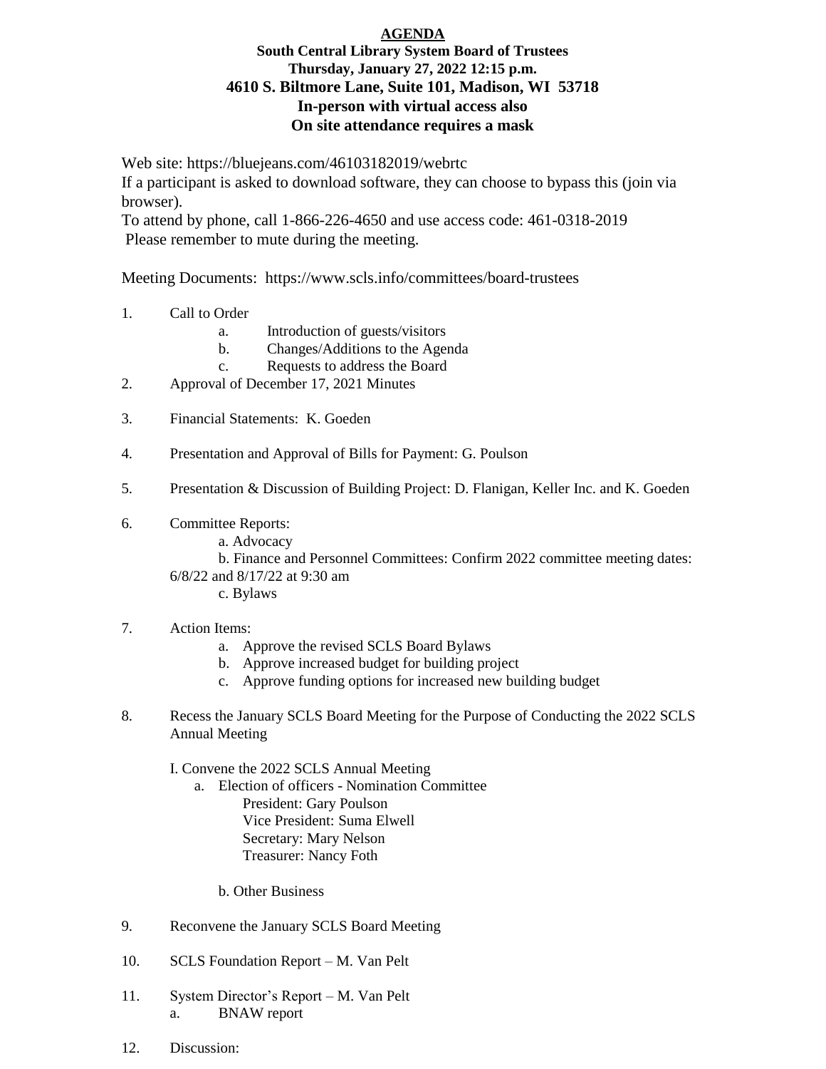**AGENDA**

**South Central Library System Board of Trustees**
**Thursday, January 27, 2022 12:15 p.m.**
**4610 S. Biltmore Lane, Suite 101, Madison, WI 53718**
**In-person with virtual access also**
**On site attendance requires a mask**

Web site: https://bluejeans.com/46103182019/webrtc
If a participant is asked to download software, they can choose to bypass this (join via browser).
To attend by phone, call 1-866-226-4650 and use access code: 461-0318-2019
Please remember to mute during the meeting.

Meeting Documents: https://www.scls.info/committees/board-trustees

1. Call to Order
    - a. Introduction of guests/visitors
    - b. Changes/Additions to the Agenda
    - c. Requests to address the Board
2. Approval of December 17, 2021 Minutes
3. Financial Statements: K. Goeden
4. Presentation and Approval of Bills for Payment: G. Poulson
5. Presentation & Discussion of Building Project: D. Flanigan, Keller Inc. and K. Goeden
6. Committee Reports:
    - a. Advocacy
    - b. Finance and Personnel Committees: Confirm 2022 committee meeting dates: 6/8/22 and 8/17/22 at 9:30 am
    - c. Bylaws
7. Action Items:
    - a. Approve the revised SCLS Board Bylaws
    - b. Approve increased budget for building project
    - c. Approve funding options for increased new building budget
8. Recess the January SCLS Board Meeting for the Purpose of Conducting the 2022 SCLS Annual Meeting

    I. Convene the 2022 SCLS Annual Meeting
    - a. Election of officers - Nomination Committee
        - President: Gary Poulson
        - Vice President: Suma Elwell
        - Secretary: Mary Nelson
        - Treasurer: Nancy Foth
    - b. Other Business
9. Reconvene the January SCLS Board Meeting
10. SCLS Foundation Report – M. Van Pelt
11. System Director's Report – M. Van Pelt
    - a. BNAW report
12. Discussion: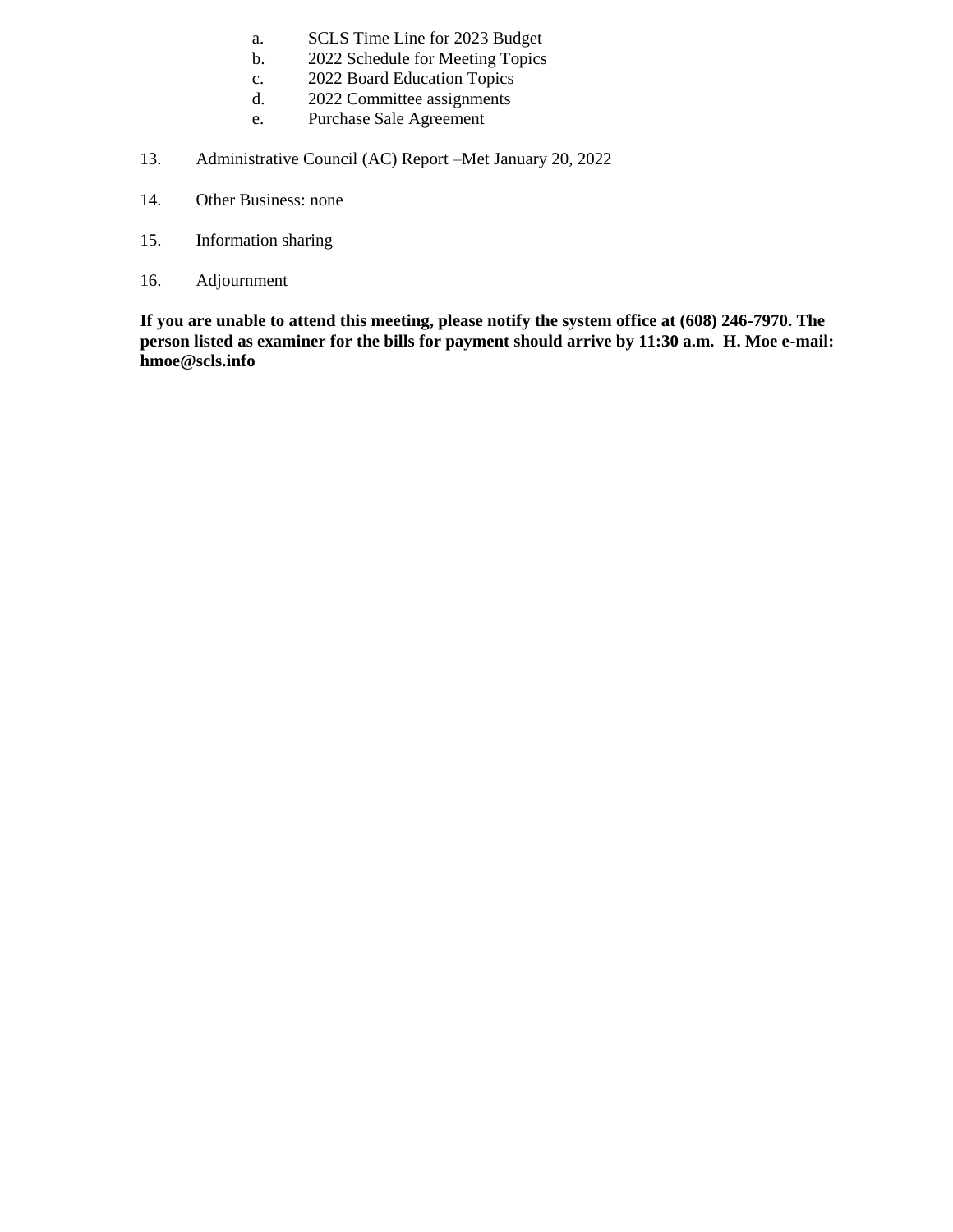a. SCLS Time Line for 2023 Budget
b. 2022 Schedule for Meeting Topics
c. 2022 Board Education Topics
d. 2022 Committee assignments
e. Purchase Sale Agreement

13. Administrative Council (AC) Report –Met January 20, 2022

14. Other Business: none

15. Information sharing

16. Adjournment

**If you are unable to attend this meeting, please notify the system office at (608) 246-7970. The person listed as examiner for the bills for payment should arrive by 11:30 a.m. H. Moe e-mail: hmoe@scls.info**